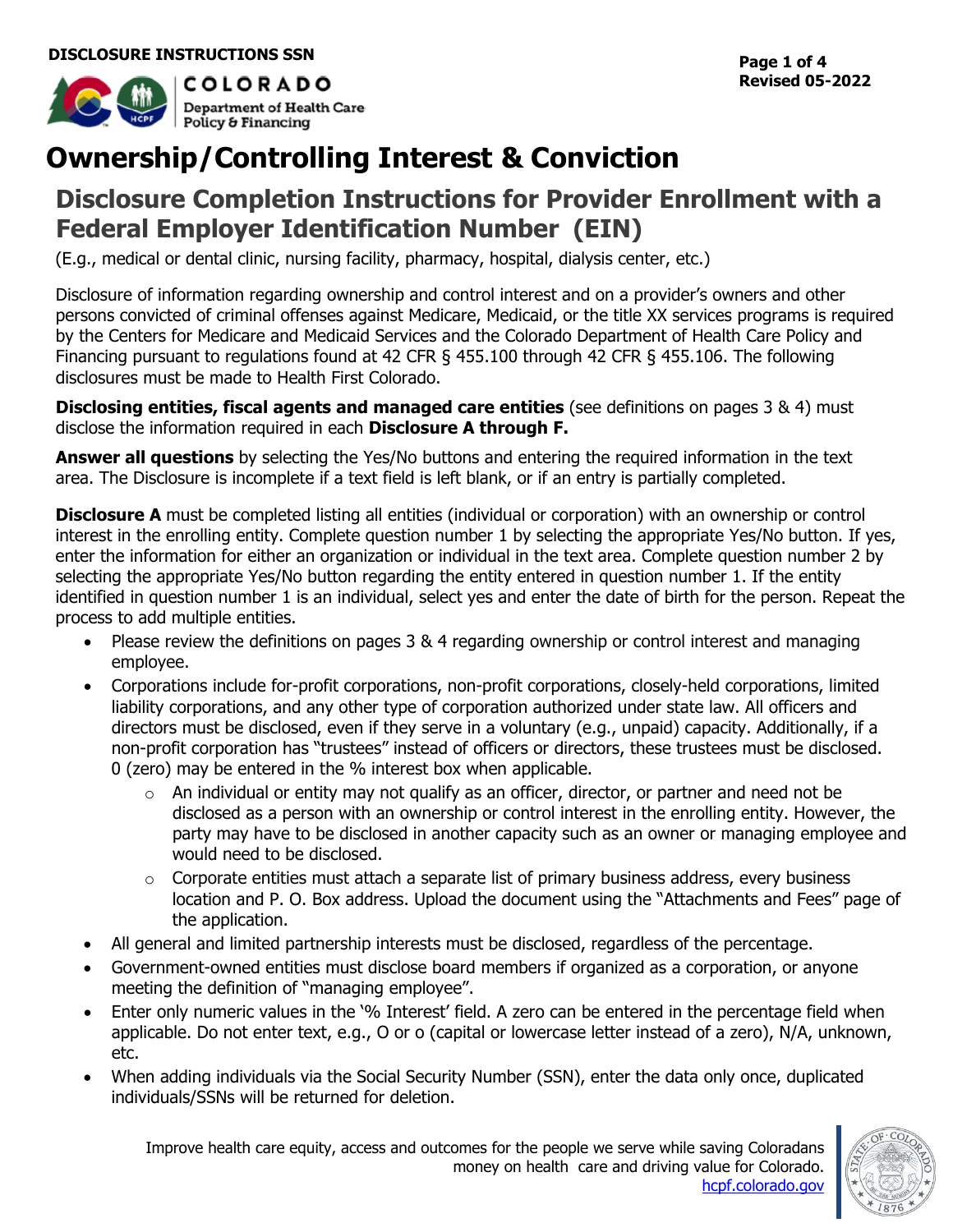**DISCLOSURE INSTRUCTIONS SSN**

COLORADO
Department of Health Care Policy & Financing

# Ownership/Controlling Interest & Conviction

## Disclosure Completion Instructions for Provider Enrollment with a Federal Employer Identification Number (EIN)

(E.g., medical or dental clinic, nursing facility, pharmacy, hospital, dialysis center, etc.)

Disclosure of information regarding ownership and control interest and on a provider's owners and other persons convicted of criminal offenses against Medicare, Medicaid, or the title XX services programs is required by the Centers for Medicare and Medicaid Services and the Colorado Department of Health Care Policy and Financing pursuant to regulations found at 42 CFR § 455.100 through 42 CFR § 455.106. The following disclosures must be made to Health First Colorado.

**Disclosing entities, fiscal agents and managed care entities** (see definitions on pages 3 & 4) must disclose the information required in each **Disclosure A through F.**

**Answer all questions** by selecting the Yes/No buttons and entering the required information in the text area. The Disclosure is incomplete if a text field is left blank, or if an entry is partially completed.

**Disclosure A** must be completed listing all entities (individual or corporation) with an ownership or control interest in the enrolling entity. Complete question number 1 by selecting the appropriate Yes/No button. If yes, enter the information for either an organization or individual in the text area. Complete question number 2 by selecting the appropriate Yes/No button regarding the entity entered in question number 1. If the entity identified in question number 1 is an individual, select yes and enter the date of birth for the person. Repeat the process to add multiple entities.

- Please review the definitions on pages 3 & 4 regarding ownership or control interest and managing employee.
- Corporations include for-profit corporations, non-profit corporations, closely-held corporations, limited liability corporations, and any other type of corporation authorized under state law. All officers and directors must be disclosed, even if they serve in a voluntary (e.g., unpaid) capacity. Additionally, if a non-profit corporation has "trustees" instead of officers or directors, these trustees must be disclosed. 0 (zero) may be entered in the % interest box when applicable.
    - An individual or entity may not qualify as an officer, director, or partner and need not be disclosed as a person with an ownership or control interest in the enrolling entity. However, the party may have to be disclosed in another capacity such as an owner or managing employee and would need to be disclosed.
    - Corporate entities must attach a separate list of primary business address, every business location and P. O. Box address. Upload the document using the "Attachments and Fees" page of the application.
- All general and limited partnership interests must be disclosed, regardless of the percentage.
- Government-owned entities must disclose board members if organized as a corporation, or anyone meeting the definition of "managing employee".
- Enter only numeric values in the '% Interest' field. A zero can be entered in the percentage field when applicable. Do not enter text, e.g., O or o (capital or lowercase letter instead of a zero), N/A, unknown, etc.
- When adding individuals via the Social Security Number (SSN), enter the data only once, duplicated individuals/SSNs will be returned for deletion.

Improve health care equity, access and outcomes for the people we serve while saving Coloradans money on health care and driving value for Colorado.
hcpf.colorado.gov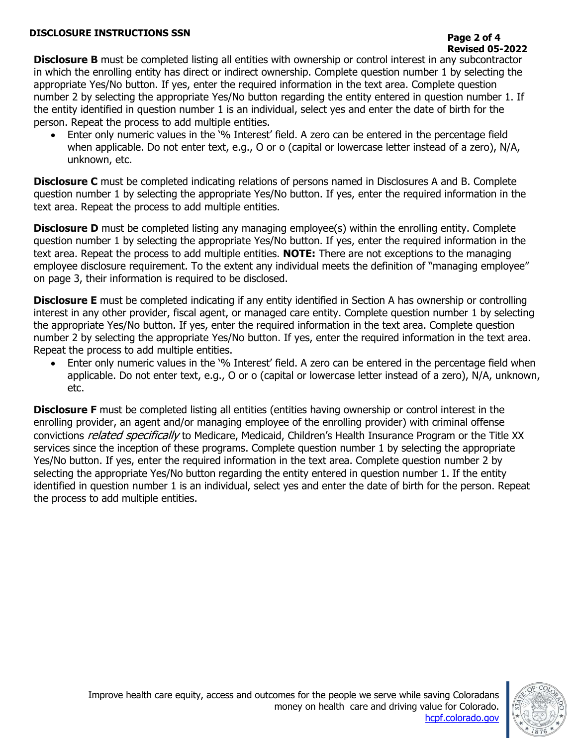**Disclosure B** must be completed listing all entities with ownership or control interest in any subcontractor in which the enrolling entity has direct or indirect ownership. Complete question number 1 by selecting the appropriate Yes/No button. If yes, enter the required information in the text area. Complete question number 2 by selecting the appropriate Yes/No button regarding the entity entered in question number 1. If the entity identified in question number 1 is an individual, select yes and enter the date of birth for the person. Repeat the process to add multiple entities.

- Enter only numeric values in the '% Interest' field. A zero can be entered in the percentage field when applicable. Do not enter text, e.g., O or o (capital or lowercase letter instead of a zero), N/A, unknown, etc.

**Disclosure C** must be completed indicating relations of persons named in Disclosures A and B. Complete question number 1 by selecting the appropriate Yes/No button. If yes, enter the required information in the text area. Repeat the process to add multiple entities.

**Disclosure D** must be completed listing any managing employee(s) within the enrolling entity. Complete question number 1 by selecting the appropriate Yes/No button. If yes, enter the required information in the text area. Repeat the process to add multiple entities. **NOTE:** There are not exceptions to the managing employee disclosure requirement. To the extent any individual meets the definition of "managing employee" on page 3, their information is required to be disclosed.

**Disclosure E** must be completed indicating if any entity identified in Section A has ownership or controlling interest in any other provider, fiscal agent, or managed care entity. Complete question number 1 by selecting the appropriate Yes/No button. If yes, enter the required information in the text area. Complete question number 2 by selecting the appropriate Yes/No button. If yes, enter the required information in the text area. Repeat the process to add multiple entities.

- Enter only numeric values in the '% Interest' field. A zero can be entered in the percentage field when applicable. Do not enter text, e.g., O or o (capital or lowercase letter instead of a zero), N/A, unknown, etc.

**Disclosure F** must be completed listing all entities (entities having ownership or control interest in the enrolling provider, an agent and/or managing employee of the enrolling provider) with criminal offense convictions *related specifically* to Medicare, Medicaid, Children's Health Insurance Program or the Title XX services since the inception of these programs. Complete question number 1 by selecting the appropriate Yes/No button. If yes, enter the required information in the text area. Complete question number 2 by selecting the appropriate Yes/No button regarding the entity entered in question number 1. If the entity identified in question number 1 is an individual, select yes and enter the date of birth for the person. Repeat the process to add multiple entities.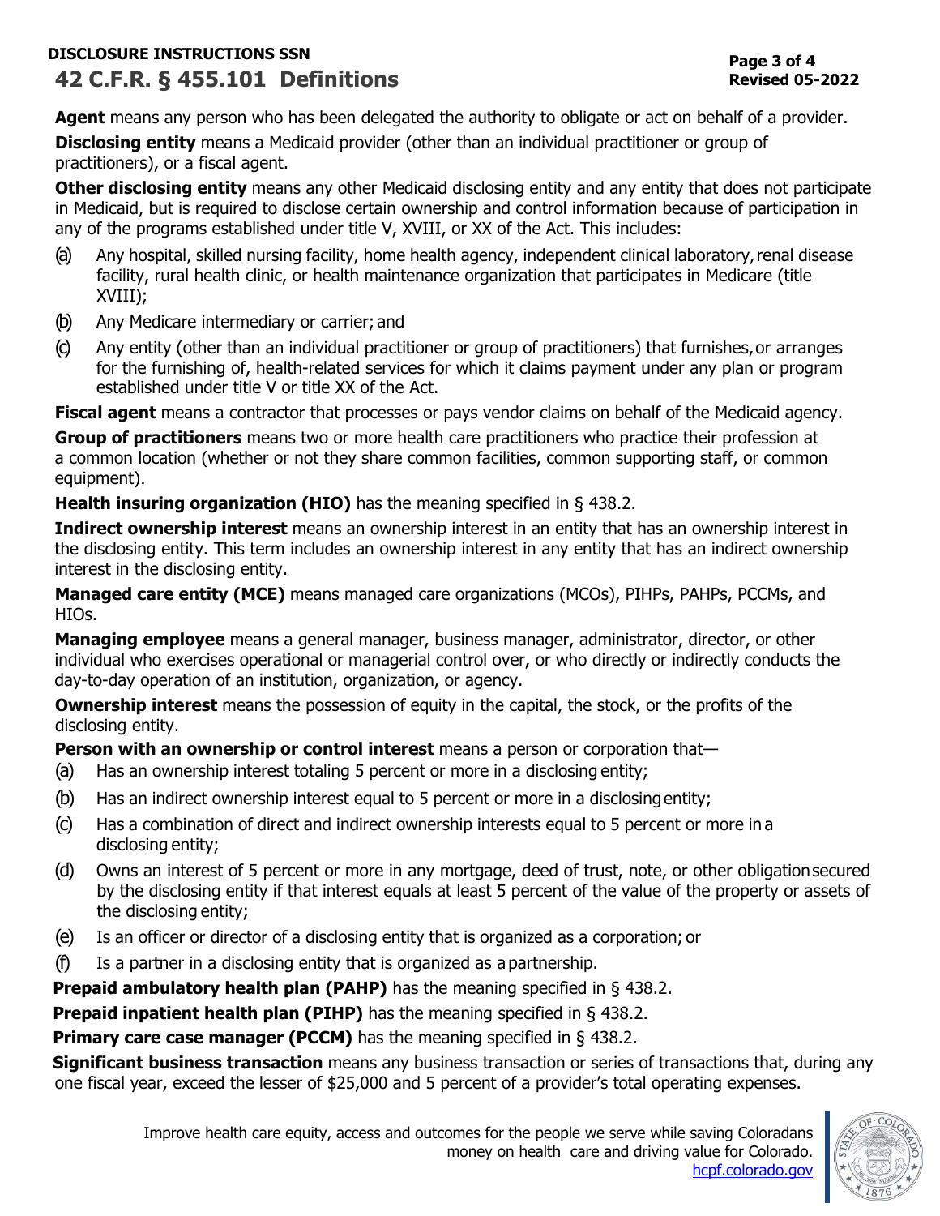**DISCLOSURE INSTRUCTIONS SSN**

## 42 C.F.R. § 455.101 Definitions

**Agent** means any person who has been delegated the authority to obligate or act on behalf of a provider.

**Disclosing entity** means a Medicaid provider (other than an individual practitioner or group of practitioners), or a fiscal agent.

**Other disclosing entity** means any other Medicaid disclosing entity and any entity that does not participate in Medicaid, but is required to disclose certain ownership and control information because of participation in any of the programs established under title V, XVIII, or XX of the Act. This includes:

(a) Any hospital, skilled nursing facility, home health agency, independent clinical laboratory, renal disease facility, rural health clinic, or health maintenance organization that participates in Medicare (title XVIII);

(b) Any Medicare intermediary or carrier; and

(c) Any entity (other than an individual practitioner or group of practitioners) that furnishes, or arranges for the furnishing of, health-related services for which it claims payment under any plan or program established under title V or title XX of the Act.

**Fiscal agent** means a contractor that processes or pays vendor claims on behalf of the Medicaid agency.

**Group of practitioners** means two or more health care practitioners who practice their profession at a common location (whether or not they share common facilities, common supporting staff, or common equipment).

**Health insuring organization (HIO)** has the meaning specified in § 438.2.

**Indirect ownership interest** means an ownership interest in an entity that has an ownership interest in the disclosing entity. This term includes an ownership interest in any entity that has an indirect ownership interest in the disclosing entity.

**Managed care entity (MCE)** means managed care organizations (MCOs), PIHPs, PAHPs, PCCMs, and HIOs.

**Managing employee** means a general manager, business manager, administrator, director, or other individual who exercises operational or managerial control over, or who directly or indirectly conducts the day-to-day operation of an institution, organization, or agency.

**Ownership interest** means the possession of equity in the capital, the stock, or the profits of the disclosing entity.

**Person with an ownership or control interest** means a person or corporation that—

(a) Has an ownership interest totaling 5 percent or more in a disclosing entity;

(b) Has an indirect ownership interest equal to 5 percent or more in a disclosing entity;

(c) Has a combination of direct and indirect ownership interests equal to 5 percent or more in a disclosing entity;

(d) Owns an interest of 5 percent or more in any mortgage, deed of trust, note, or other obligation secured by the disclosing entity if that interest equals at least 5 percent of the value of the property or assets of the disclosing entity;

(e) Is an officer or director of a disclosing entity that is organized as a corporation; or

(f) Is a partner in a disclosing entity that is organized as a partnership.

**Prepaid ambulatory health plan (PAHP)** has the meaning specified in § 438.2.

**Prepaid inpatient health plan (PIHP)** has the meaning specified in § 438.2.

**Primary care case manager (PCCM)** has the meaning specified in § 438.2.

**Significant business transaction** means any business transaction or series of transactions that, during any one fiscal year, exceed the lesser of $25,000 and 5 percent of a provider's total operating expenses.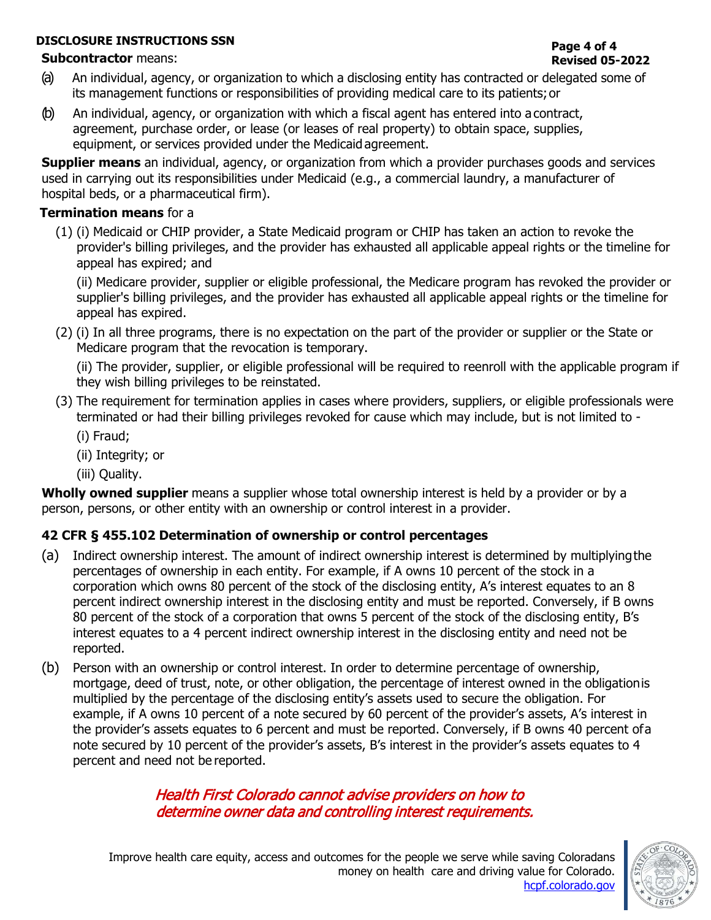**DISCLOSURE INSTRUCTIONS SSN**

**Subcontractor** means:

(a) An individual, agency, or organization to which a disclosing entity has contracted or delegated some of its management functions or responsibilities of providing medical care to its patients; or

(b) An individual, agency, or organization with which a fiscal agent has entered into a contract, agreement, purchase order, or lease (or leases of real property) to obtain space, supplies, equipment, or services provided under the Medicaid agreement.

**Supplier means** an individual, agency, or organization from which a provider purchases goods and services used in carrying out its responsibilities under Medicaid (e.g., a commercial laundry, a manufacturer of hospital beds, or a pharmaceutical firm).

**Termination means** for a

(1) (i) Medicaid or CHIP provider, a State Medicaid program or CHIP has taken an action to revoke the provider's billing privileges, and the provider has exhausted all applicable appeal rights or the timeline for appeal has expired; and

(ii) Medicare provider, supplier or eligible professional, the Medicare program has revoked the provider or supplier's billing privileges, and the provider has exhausted all applicable appeal rights or the timeline for appeal has expired.

(2) (i) In all three programs, there is no expectation on the part of the provider or supplier or the State or Medicare program that the revocation is temporary.

(ii) The provider, supplier, or eligible professional will be required to reenroll with the applicable program if they wish billing privileges to be reinstated.

(3) The requirement for termination applies in cases where providers, suppliers, or eligible professionals were terminated or had their billing privileges revoked for cause which may include, but is not limited to -

(i) Fraud;

(ii) Integrity; or

(iii) Quality.

**Wholly owned supplier** means a supplier whose total ownership interest is held by a provider or by a person, persons, or other entity with an ownership or control interest in a provider.

## 42 CFR § 455.102 Determination of ownership or control percentages

(a) Indirect ownership interest. The amount of indirect ownership interest is determined by multiplying the percentages of ownership in each entity. For example, if A owns 10 percent of the stock in a corporation which owns 80 percent of the stock of the disclosing entity, A's interest equates to an 8 percent indirect ownership interest in the disclosing entity and must be reported. Conversely, if B owns 80 percent of the stock of a corporation that owns 5 percent of the stock of the disclosing entity, B's interest equates to a 4 percent indirect ownership interest in the disclosing entity and need not be reported.

(b) Person with an ownership or control interest. In order to determine percentage of ownership, mortgage, deed of trust, note, or other obligation, the percentage of interest owned in the obligation is multiplied by the percentage of the disclosing entity's assets used to secure the obligation. For example, if A owns 10 percent of a note secured by 60 percent of the provider's assets, A's interest in the provider's assets equates to 6 percent and must be reported. Conversely, if B owns 40 percent of a note secured by 10 percent of the provider's assets, B's interest in the provider's assets equates to 4 percent and need not be reported.

*Health First Colorado cannot advise providers on how to determine owner data and controlling interest requirements.*

Improve health care equity, access and outcomes for the people we serve while saving Coloradans money on health care and driving value for Colorado.
hcpf.colorado.gov